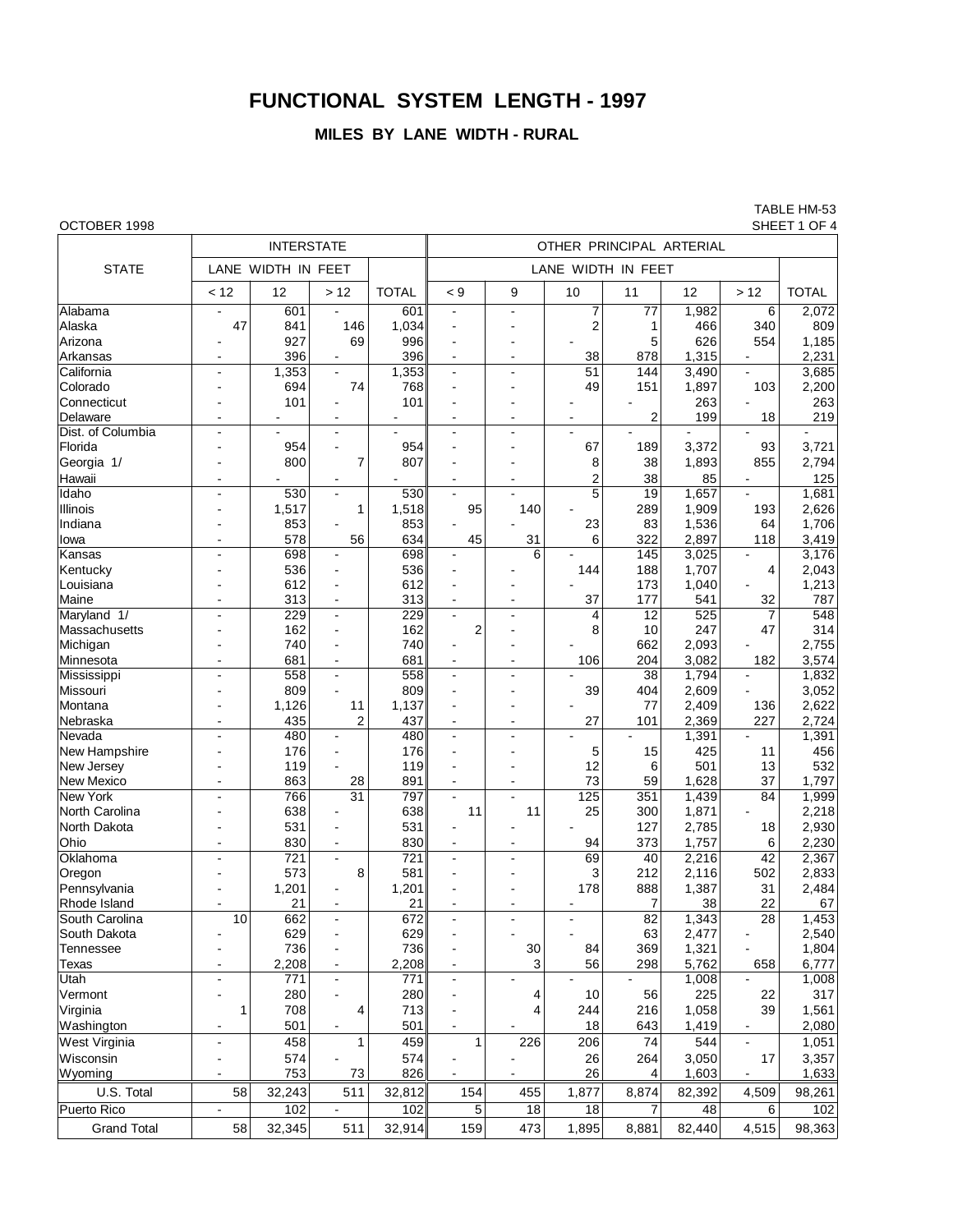# FUNCTIONAL SYSTEM LENGTH - 1997

## MILES BY LANE WIDTH - RURAL

OCTOBER 1998

TABLE HM-53
SHEET 1 OF 4

| STATE | INTERSTATE | | | | OTHER PRINCIPAL ARTERIAL | | | | | | |
|---|---|---|---|---|---|---|---|---|---|---|---|
| | LANE WIDTH IN FEET | | | | LANE WIDTH IN FEET | | | | | | |
| | < 12 | 12 | > 12 | TOTAL | < 9 | 9 | 10 | 11 | 12 | > 12 | TOTAL |
| Alabama | - | 601 | - | 601 | - | - | 7 | 77 | 1,982 | 6 | 2,072 |
| Alaska | 47 | 841 | 146 | 1,034 | - | - | 2 | 1 | 466 | 340 | 809 |
| Arizona | - | 927 | 69 | 996 | - | - | - | 5 | 626 | 554 | 1,185 |
| Arkansas | - | 396 | - | 396 | - | - | 38 | 878 | 1,315 | - | 2,231 |
| California | - | 1,353 | - | 1,353 | - | - | 51 | 144 | 3,490 | - | 3,685 |
| Colorado | - | 694 | 74 | 768 | - | - | 49 | 151 | 1,897 | 103 | 2,200 |
| Connecticut | - | 101 | - | 101 | - | - | - | - | 263 | - | 263 |
| Delaware | - | - | - | - | - | - | - | 2 | 199 | 18 | 219 |
| Dist. of Columbia | - | - | - | - | - | - | - | - | - | - | - |
| Florida | - | 954 | - | 954 | - | - | 67 | 189 | 3,372 | 93 | 3,721 |
| Georgia 1/ | - | 800 | 7 | 807 | - | - | 8 | 38 | 1,893 | 855 | 2,794 |
| Hawaii | - | - | - | - | - | - | 2 | 38 | 85 | - | 125 |
| Idaho | - | 530 | - | 530 | - | - | 5 | 19 | 1,657 | - | 1,681 |
| Illinois | - | 1,517 | 1 | 1,518 | 95 | 140 | - | 289 | 1,909 | 193 | 2,626 |
| Indiana | - | 853 | - | 853 | - | - | 23 | 83 | 1,536 | 64 | 1,706 |
| Iowa | - | 578 | 56 | 634 | 45 | 31 | 6 | 322 | 2,897 | 118 | 3,419 |
| Kansas | - | 698 | - | 698 | - | 6 | - | 145 | 3,025 | - | 3,176 |
| Kentucky | - | 536 | - | 536 | - | - | 144 | 188 | 1,707 | 4 | 2,043 |
| Louisiana | - | 612 | - | 612 | - | - | - | 173 | 1,040 | - | 1,213 |
| Maine | - | 313 | - | 313 | - | - | 37 | 177 | 541 | 32 | 787 |
| Maryland 1/ | - | 229 | - | 229 | - | - | 4 | 12 | 525 | 7 | 548 |
| Massachusetts | - | 162 | - | 162 | 2 | - | 8 | 10 | 247 | 47 | 314 |
| Michigan | - | 740 | - | 740 | - | - | - | 662 | 2,093 | - | 2,755 |
| Minnesota | - | 681 | - | 681 | - | - | 106 | 204 | 3,082 | 182 | 3,574 |
| Mississippi | - | 558 | - | 558 | - | - | - | 38 | 1,794 | - | 1,832 |
| Missouri | - | 809 | - | 809 | - | - | 39 | 404 | 2,609 | - | 3,052 |
| Montana | - | 1,126 | 11 | 1,137 | - | - | - | 77 | 2,409 | 136 | 2,622 |
| Nebraska | - | 435 | 2 | 437 | - | - | 27 | 101 | 2,369 | 227 | 2,724 |
| Nevada | - | 480 | - | 480 | - | - | - | - | 1,391 | - | 1,391 |
| New Hampshire | - | 176 | - | 176 | - | - | 5 | 15 | 425 | 11 | 456 |
| New Jersey | - | 119 | - | 119 | - | - | 12 | 6 | 501 | 13 | 532 |
| New Mexico | - | 863 | 28 | 891 | - | - | 73 | 59 | 1,628 | 37 | 1,797 |
| New York | - | 766 | 31 | 797 | - | - | 125 | 351 | 1,439 | 84 | 1,999 |
| North Carolina | - | 638 | - | 638 | 11 | 11 | 25 | 300 | 1,871 | - | 2,218 |
| North Dakota | - | 531 | - | 531 | - | - | - | 127 | 2,785 | 18 | 2,930 |
| Ohio | - | 830 | - | 830 | - | - | 94 | 373 | 1,757 | 6 | 2,230 |
| Oklahoma | - | 721 | - | 721 | - | - | 69 | 40 | 2,216 | 42 | 2,367 |
| Oregon | - | 573 | 8 | 581 | - | - | 3 | 212 | 2,116 | 502 | 2,833 |
| Pennsylvania | - | 1,201 | - | 1,201 | - | - | 178 | 888 | 1,387 | 31 | 2,484 |
| Rhode Island | - | 21 | - | 21 | - | - | - | 7 | 38 | 22 | 67 |
| South Carolina | 10 | 662 | - | 672 | - | - | - | 82 | 1,343 | 28 | 1,453 |
| South Dakota | - | 629 | - | 629 | - | - | - | 63 | 2,477 | - | 2,540 |
| Tennessee | - | 736 | - | 736 | - | 30 | 84 | 369 | 1,321 | - | 1,804 |
| Texas | - | 2,208 | - | 2,208 | - | 3 | 56 | 298 | 5,762 | 658 | 6,777 |
| Utah | - | 771 | - | 771 | - | - | - | - | 1,008 | - | 1,008 |
| Vermont | - | 280 | - | 280 | - | 4 | 10 | 56 | 225 | 22 | 317 |
| Virginia | 1 | 708 | 4 | 713 | - | 4 | 244 | 216 | 1,058 | 39 | 1,561 |
| Washington | - | 501 | - | 501 | - | - | 18 | 643 | 1,419 | - | 2,080 |
| West Virginia | - | 458 | 1 | 459 | 1 | 226 | 206 | 74 | 544 | - | 1,051 |
| Wisconsin | - | 574 | - | 574 | - | - | 26 | 264 | 3,050 | 17 | 3,357 |
| Wyoming | - | 753 | 73 | 826 | - | - | 26 | 4 | 1,603 | - | 1,633 |
| U.S. Total | 58 | 32,243 | 511 | 32,812 | 154 | 455 | 1,877 | 8,874 | 82,392 | 4,509 | 98,261 |
| Puerto Rico | - | 102 | - | 102 | 5 | 18 | 18 | 7 | 48 | 6 | 102 |
| Grand Total | 58 | 32,345 | 511 | 32,914 | 159 | 473 | 1,895 | 8,881 | 82,440 | 4,515 | 98,363 |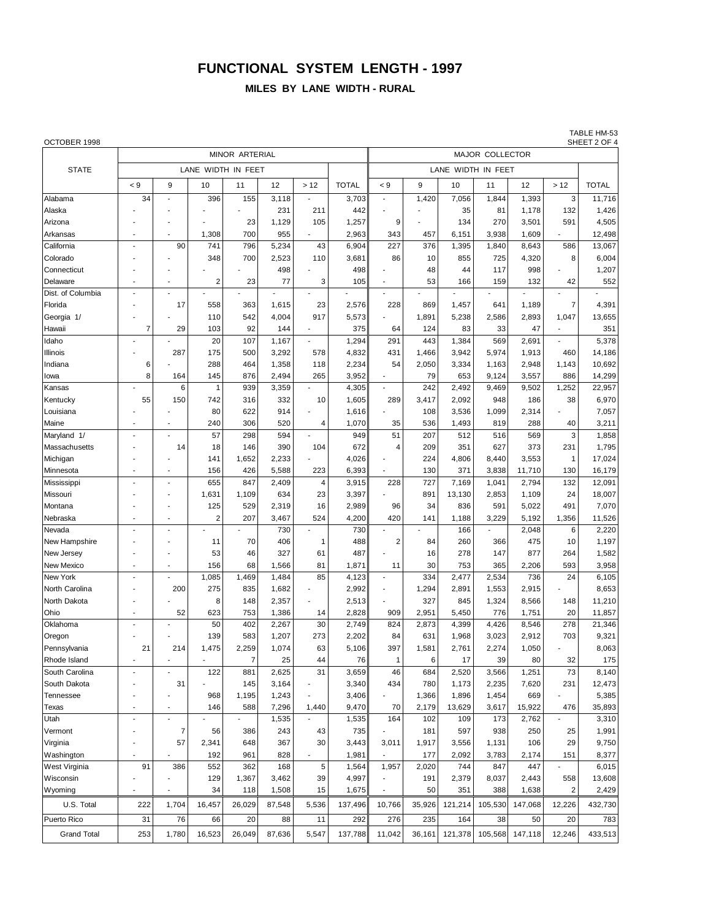# FUNCTIONAL SYSTEM LENGTH - 1997

## MILES BY LANE WIDTH - RURAL

OCTOBER 1998

TABLE HM-53
SHEET 2 OF 4

| STATE | MINOR ARTERIAL | | | | | | | MAJOR COLLECTOR | | | | | | |
|---|---|---|---|---|---|---|---|---|---|---|---|---|---|---|
| | LANE WIDTH IN FEET | | | | | | | LANE WIDTH IN FEET | | | | | | |
| | < 9 | 9 | 10 | 11 | 12 | > 12 | TOTAL | < 9 | 9 | 10 | 11 | 12 | > 12 | TOTAL |
| Alabama | 34 | - | 396 | 155 | 3,118 | - | 3,703 | - | 1,420 | 7,056 | 1,844 | 1,393 | 3 | 11,716 |
| Alaska | - | - | - | - | 231 | 211 | 442 | - | - | 35 | 81 | 1,178 | 132 | 1,426 |
| Arizona | - | - | - | 23 | 1,129 | 105 | 1,257 | 9 | - | 134 | 270 | 3,501 | 591 | 4,505 |
| Arkansas | - | - | 1,308 | 700 | 955 | - | 2,963 | 343 | 457 | 6,151 | 3,938 | 1,609 | - | 12,498 |
| California | - | 90 | 741 | 796 | 5,234 | 43 | 6,904 | 227 | 376 | 1,395 | 1,840 | 8,643 | 586 | 13,067 |
| Colorado | - | - | 348 | 700 | 2,523 | 110 | 3,681 | 86 | 10 | 855 | 725 | 4,320 | 8 | 6,004 |
| Connecticut | - | - | - | - | 498 | - | 498 | - | 48 | 44 | 117 | 998 | - | 1,207 |
| Delaware | - | - | 2 | 23 | 77 | 3 | 105 | - | 53 | 166 | 159 | 132 | 42 | 552 |
| Dist. of Columbia | - | - | - | - | - | - | - | - | - | - | - | - | - | - |
| Florida | - | 17 | 558 | 363 | 1,615 | 23 | 2,576 | 228 | 869 | 1,457 | 641 | 1,189 | 7 | 4,391 |
| Georgia 1/ | - | - | 110 | 542 | 4,004 | 917 | 5,573 | - | 1,891 | 5,238 | 2,586 | 2,893 | 1,047 | 13,655 |
| Hawaii | 7 | 29 | 103 | 92 | 144 | - | 375 | 64 | 124 | 83 | 33 | 47 | - | 351 |
| Idaho | - | - | 20 | 107 | 1,167 | - | 1,294 | 291 | 443 | 1,384 | 569 | 2,691 | - | 5,378 |
| Illinois | - | 287 | 175 | 500 | 3,292 | 578 | 4,832 | 431 | 1,466 | 3,942 | 5,974 | 1,913 | 460 | 14,186 |
| Indiana | 6 | - | 288 | 464 | 1,358 | 118 | 2,234 | 54 | 2,050 | 3,334 | 1,163 | 2,948 | 1,143 | 10,692 |
| Iowa | 8 | 164 | 145 | 876 | 2,494 | 265 | 3,952 | - | 79 | 653 | 9,124 | 3,557 | 886 | 14,299 |
| Kansas | - | 6 | 1 | 939 | 3,359 | - | 4,305 | - | 242 | 2,492 | 9,469 | 9,502 | 1,252 | 22,957 |
| Kentucky | 55 | 150 | 742 | 316 | 332 | 10 | 1,605 | 289 | 3,417 | 2,092 | 948 | 186 | 38 | 6,970 |
| Louisiana | - | - | 80 | 622 | 914 | - | 1,616 | - | 108 | 3,536 | 1,099 | 2,314 | - | 7,057 |
| Maine | - | - | 240 | 306 | 520 | 4 | 1,070 | 35 | 536 | 1,493 | 819 | 288 | 40 | 3,211 |
| Maryland 1/ | - | - | 57 | 298 | 594 | - | 949 | 51 | 207 | 512 | 516 | 569 | 3 | 1,858 |
| Massachusetts | - | 14 | 18 | 146 | 390 | 104 | 672 | 4 | 209 | 351 | 627 | 373 | 231 | 1,795 |
| Michigan | - | - | 141 | 1,652 | 2,233 | - | 4,026 | - | 224 | 4,806 | 8,440 | 3,553 | 1 | 17,024 |
| Minnesota | - | - | 156 | 426 | 5,588 | 223 | 6,393 | - | 130 | 371 | 3,838 | 11,710 | 130 | 16,179 |
| Mississippi | - | - | 655 | 847 | 2,409 | 4 | 3,915 | 228 | 727 | 7,169 | 1,041 | 2,794 | 132 | 12,091 |
| Missouri | - | - | 1,631 | 1,109 | 634 | 23 | 3,397 | - | 891 | 13,130 | 2,853 | 1,109 | 24 | 18,007 |
| Montana | - | - | 125 | 529 | 2,319 | 16 | 2,989 | 96 | 34 | 836 | 591 | 5,022 | 491 | 7,070 |
| Nebraska | - | - | 2 | 207 | 3,467 | 524 | 4,200 | 420 | 141 | 1,188 | 3,229 | 5,192 | 1,356 | 11,526 |
| Nevada | - | - | - | - | 730 | - | 730 | - | - | 166 | - | 2,048 | 6 | 2,220 |
| New Hampshire | - | - | 11 | 70 | 406 | 1 | 488 | 2 | 84 | 260 | 366 | 475 | 10 | 1,197 |
| New Jersey | - | - | 53 | 46 | 327 | 61 | 487 | - | 16 | 278 | 147 | 877 | 264 | 1,582 |
| New Mexico | - | - | 156 | 68 | 1,566 | 81 | 1,871 | 11 | 30 | 753 | 365 | 2,206 | 593 | 3,958 |
| New York | - | - | 1,085 | 1,469 | 1,484 | 85 | 4,123 | - | 334 | 2,477 | 2,534 | 736 | 24 | 6,105 |
| North Carolina | - | 200 | 275 | 835 | 1,682 | - | 2,992 | - | 1,294 | 2,891 | 1,553 | 2,915 | - | 8,653 |
| North Dakota | - | - | 8 | 148 | 2,357 | - | 2,513 | - | 327 | 845 | 1,324 | 8,566 | 148 | 11,210 |
| Ohio | - | 52 | 623 | 753 | 1,386 | 14 | 2,828 | 909 | 2,951 | 5,450 | 776 | 1,751 | 20 | 11,857 |
| Oklahoma | - | - | 50 | 402 | 2,267 | 30 | 2,749 | 824 | 2,873 | 4,399 | 4,426 | 8,546 | 278 | 21,346 |
| Oregon | - | - | 139 | 583 | 1,207 | 273 | 2,202 | 84 | 631 | 1,968 | 3,023 | 2,912 | 703 | 9,321 |
| Pennsylvania | 21 | 214 | 1,475 | 2,259 | 1,074 | 63 | 5,106 | 397 | 1,581 | 2,761 | 2,274 | 1,050 | - | 8,063 |
| Rhode Island | - | - | - | 7 | 25 | 44 | 76 | 1 | 6 | 17 | 39 | 80 | 32 | 175 |
| South Carolina | - | - | 122 | 881 | 2,625 | 31 | 3,659 | 46 | 684 | 2,520 | 3,566 | 1,251 | 73 | 8,140 |
| South Dakota | - | 31 | - | 145 | 3,164 | - | 3,340 | 434 | 780 | 1,173 | 2,235 | 7,620 | 231 | 12,473 |
| Tennessee | - | - | 968 | 1,195 | 1,243 | - | 3,406 | - | 1,366 | 1,896 | 1,454 | 669 | - | 5,385 |
| Texas | - | - | 146 | 588 | 7,296 | 1,440 | 9,470 | 70 | 2,179 | 13,629 | 3,617 | 15,922 | 476 | 35,893 |
| Utah | - | - | - | - | 1,535 | - | 1,535 | 164 | 102 | 109 | 173 | 2,762 | - | 3,310 |
| Vermont | - | 7 | 56 | 386 | 243 | 43 | 735 | - | 181 | 597 | 938 | 250 | 25 | 1,991 |
| Virginia | - | 57 | 2,341 | 648 | 367 | 30 | 3,443 | 3,011 | 1,917 | 3,556 | 1,131 | 106 | 29 | 9,750 |
| Washington | - | - | 192 | 961 | 828 | - | 1,981 | - | 177 | 2,092 | 3,783 | 2,174 | 151 | 8,377 |
| West Virginia | 91 | 386 | 552 | 362 | 168 | 5 | 1,564 | 1,957 | 2,020 | 744 | 847 | 447 | - | 6,015 |
| Wisconsin | - | - | 129 | 1,367 | 3,462 | 39 | 4,997 | - | 191 | 2,379 | 8,037 | 2,443 | 558 | 13,608 |
| Wyoming | - | - | 34 | 118 | 1,508 | 15 | 1,675 | - | 50 | 351 | 388 | 1,638 | 2 | 2,429 |
| U.S. Total | 222 | 1,704 | 16,457 | 26,029 | 87,548 | 5,536 | 137,496 | 10,766 | 35,926 | 121,214 | 105,530 | 147,068 | 12,226 | 432,730 |
| Puerto Rico | 31 | 76 | 66 | 20 | 88 | 11 | 292 | 276 | 235 | 164 | 38 | 50 | 20 | 783 |
| Grand Total | 253 | 1,780 | 16,523 | 26,049 | 87,636 | 5,547 | 137,788 | 11,042 | 36,161 | 121,378 | 105,568 | 147,118 | 12,246 | 433,513 |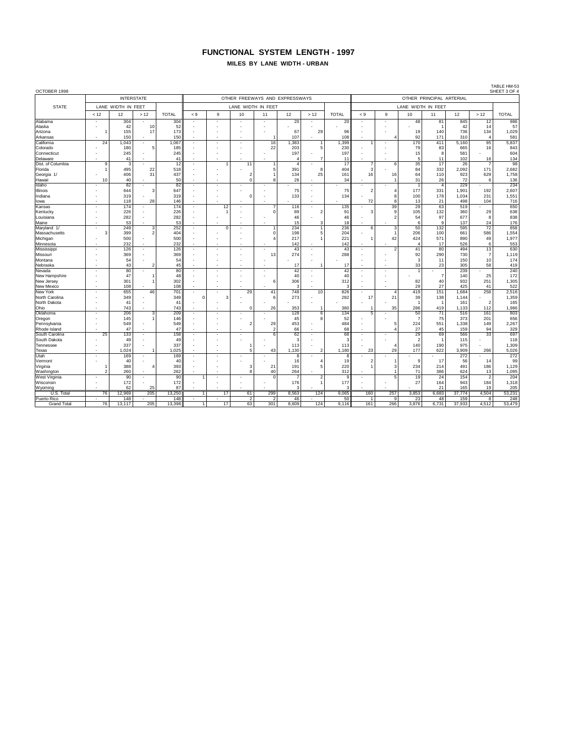# FUNCTIONAL SYSTEM LENGTH - 1997

## MILES BY LANE WIDTH - URBAN

OCTOBER 1998

TABLE HM-53
SHEET 3 OF 4

| STATE | INTERSTATE | | | | OTHER FREEWAYS AND EXPRESSWAYS | | | | | | | OTHER PRINCIPAL ARTERIAL | | | | | | |
|---|---|---|---|---|---|---|---|---|---|---|---|---|---|---|---|---|---|---|
| | LANE WIDTH IN FEET | | | TOTAL | LANE WIDTH IN FEET | | | | | | TOTAL | LANE WIDTH IN FEET | | | | | | TOTAL |
| | < 12 | 12 | > 12 | | < 9 | 9 | 10 | 11 | 12 | > 12 | | < 9 | 9 | 10 | 11 | 12 | > 12 | |
| Alabama | - | 304 | - | 304 | - | - | - | - | 20 | - | 20 | - | - | 48 | 81 | 845 | 12 | 986 |
| Alaska | - | 42 | 10 | 52 | - | - | - | - | - | - | - | - | - | - | 1 | 42 | 14 | 57 |
| Arizona | 1 | 155 | 17 | 173 | - | - | - | - | 67 | 29 | 96 | - | - | 19 | 140 | 736 | 134 | 1,029 |
| Arkansas | - | 150 | - | 150 | - | - | - | 1 | 107 | - | 108 | - | 4 | 92 | 171 | 310 | 4 | 581 |
| California | 24 | 1,043 | - | 1,067 | - | - | - | 16 | 1,383 | 1 | 1,399 | 1 | - | 170 | 411 | 5,160 | 95 | 5,837 |
| Colorado | - | 180 | 5 | 185 | - | - | - | 22 | 203 | 5 | 230 | - | - | 79 | 83 | 665 | 16 | 843 |
| Connecticut | - | 245 | - | 245 | - | - | - | - | 197 | - | 197 | - | - | 15 | 8 | 581 | - | 604 |
| Delaware | - | 41 | - | 41 | - | - | - | - | 4 | 7 | 11 | - | - | 5 | 11 | 102 | 16 | 134 |
| Dist. of Columbia | 9 | 3 | - | 12 | - | 1 | 11 | 1 | 4 | - | 17 | 7 | 6 | 35 | 17 | 26 | 7 | 98 |
| Florida | 1 | 495 | 22 | 518 | - | - | - | 5 | 391 | 8 | 404 | 3 | - | 84 | 332 | 2,092 | 171 | 2,682 |
| Georgia 1/ | - | 406 | 31 | 437 | - | - | 2 | 1 | 134 | 25 | 161 | 16 | 16 | 64 | 110 | 923 | 629 | 1,758 |
| Hawaii | 10 | 40 | - | 50 | - | - | 0 | 8 | 26 | - | 34 | - | 1 | 31 | 26 | 72 | 6 | 136 |
| Idaho | - | 82 | - | 82 | - | - | - | - | - | - | - | - | - | 1 | 4 | 229 | - | 234 |
| Illinois | - | 644 | 3 | 647 | - | - | - | - | 75 | - | 75 | 2 | 4 | 177 | 331 | 1,901 | 192 | 2,607 |
| Indiana | - | 319 | - | 319 | - | - | 0 | - | 133 | - | 134 | - | 8 | 100 | 178 | 1,034 | 231 | 1,551 |
| Iowa | - | 118 | 28 | 146 | - | - | - | - | - | - | - | 72 | 8 | 13 | 21 | 498 | 104 | 716 |
| Kansas | - | 174 | - | 174 | - | 12 | - | 7 | 116 | - | 135 | - | 39 | 29 | 63 | 519 | - | 650 |
| Kentucky | - | 226 | - | 226 | - | 1 | - | 0 | 89 | 2 | 91 | 3 | 9 | 105 | 132 | 360 | 29 | 638 |
| Louisiana | - | 282 | - | 282 | - | - | - | - | 46 | - | 46 | - | 2 | 54 | 97 | 677 | 8 | 838 |
| Maine | - | 53 | - | 53 | - | - | - | - | 15 | 3 | 18 | - | - | 6 | 9 | 137 | 24 | 176 |
| Maryland 1/ | - | 249 | 3 | 252 | - | 0 | - | 1 | 234 | 1 | 236 | 6 | 3 | 50 | 132 | 595 | 72 | 858 |
| Massachusetts | 3 | 399 | 2 | 404 | - | - | - | 0 | 198 | 5 | 204 | - | 1 | 206 | 100 | 661 | 586 | 1,554 |
| Michigan | - | 500 | - | 500 | - | - | - | 4 | 217 | 1 | 221 | 1 | 42 | 424 | 571 | 890 | 49 | 1,977 |
| Minnesota | - | 232 | - | 232 | - | - | - | - | 142 | - | 142 | - | - | 4 | 17 | 526 | 6 | 553 |
| Mississippi | - | 126 | - | 126 | - | - | - | - | 43 | - | 43 | - | 2 | 41 | 80 | 494 | 13 | 630 |
| Missouri | - | 369 | - | 369 | - | - | - | 13 | 274 | - | 288 | - | - | 92 | 290 | 730 | 7 | 1,119 |
| Montana | - | 54 | - | 54 | - | - | - | - | - | - | - | - | - | 3 | 11 | 150 | 10 | 174 |
| Nebraska | - | 43 | 2 | 45 | - | - | - | - | 17 | 1 | 17 | - | - | 33 | 23 | 305 | 58 | 419 |
| Nevada | - | 80 | - | 80 | - | - | - | - | 42 | - | 42 | - | - | 1 | - | 239 | - | 240 |
| New Hampshire | - | 47 | 1 | 48 | - | - | - | - | 40 | - | 40 | - | - | - | 7 | 140 | 25 | 172 |
| New Jersey | - | 301 | 1 | 302 | - | - | - | 6 | 306 | - | 312 | - | - | 82 | 40 | 932 | 251 | 1,305 |
| New Mexico | - | 108 | - | 108 | - | - | - | - | 3 | - | 3 | - | - | 29 | 27 | 425 | 41 | 522 |
| New York | - | 655 | 46 | 701 | - | - | 29 | 41 | 748 | 10 | 826 | - | 4 | 419 | 151 | 1,684 | 258 | 2,516 |
| North Carolina | - | 349 | - | 349 | 0 | 3 | - | 6 | 273 | - | 282 | 17 | 21 | 39 | 138 | 1,144 | - | 1,359 |
| North Dakota | - | 41 | - | 41 | - | - | - | - | - | - | - | - | - | 1 | 1 | 161 | 2 | 165 |
| Ohio | - | 743 | - | 743 | - | - | 0 | 26 | 353 | 1 | 380 | 1 | 35 | 286 | 419 | 1,133 | 112 | 1,986 |
| Oklahoma | - | 206 | 3 | 209 | - | - | - | - | 128 | 6 | 134 | 5 | - | 50 | 71 | 516 | 161 | 803 |
| Oregon | - | 145 | 1 | 146 | - | - | - | - | 45 | 8 | 52 | - | - | 7 | 75 | 373 | 201 | 656 |
| Pennsylvania | - | 549 | - | 549 | - | - | 2 | 29 | 453 | - | 484 | - | 5 | 224 | 551 | 1,338 | 149 | 2,267 |
| Rhode Island | - | 47 | - | 47 | - | - | - | 2 | 66 | - | 68 | - | 4 | 27 | 45 | 159 | 94 | 329 |
| South Carolina | 25 | 133 | - | 158 | - | - | - | 6 | 62 | - | 68 | - | - | 29 | 69 | 566 | 33 | 697 |
| South Dakota | - | 49 | - | 49 | - | - | - | - | 3 | - | 3 | - | - | 2 | 1 | 115 | - | 118 |
| Tennessee | - | 337 | - | 337 | - | - | 1 | - | 113 | - | 113 | - | 4 | 140 | 190 | 975 | - | 1,309 |
| Texas | - | 1,024 | 1 | 1,025 | - | - | 5 | 43 | 1,130 | 2 | 1,180 | 23 | 29 | 177 | 622 | 3,909 | 266 | 5,026 |
| Utah | - | 169 | - | 169 | - | - | - | - | 8 | - | 8 | - | - | - | - | 272 | - | 272 |
| Vermont | - | 40 | - | 40 | - | - | - | - | 16 | 4 | 19 | 2 | 1 | 9 | 17 | 56 | 14 | 99 |
| Virginia | 1 | 388 | 4 | 393 | - | - | 3 | 21 | 191 | 5 | 220 | 1 | 3 | 234 | 214 | 491 | 186 | 1,129 |
| Washington | 2 | 260 | - | 262 | - | - | 8 | 40 | 264 | - | 312 | - | 1 | 71 | 386 | 624 | 13 | 1,095 |
| West Virginia | - | 90 | - | 90 | 1 | - | - | 0 | 7 | 2 | 9 | - | 5 | 19 | 24 | 154 | 2 | 204 |
| Wisconsin | - | 172 | - | 172 | - | - | - | - | 176 | 1 | 177 | - | - | 27 | 164 | 943 | 184 | 1,318 |
| Wyoming | - | 62 | 25 | 87 | - | - | - | - | 3 | - | 3 | - | - | - | 21 | 165 | 19 | 205 |
| U.S. Total | 76 | 12,969 | 205 | 13,250 | 1 | 17 | 61 | 299 | 8,563 | 124 | 9,065 | 160 | 257 | 3,853 | 6,683 | 37,774 | 4,504 | 53,231 |
| Puerto Rico | - | 148 | - | 148 | - | - | 2 | 2 | 46 | - | 50 | 1 | 9 | 23 | 48 | 159 | 8 | 248 |
| Grand Total | 76 | 13,117 | 205 | 13,398 | 1 | 17 | 63 | 301 | 8,609 | 124 | 9,116 | 161 | 266 | 3,876 | 6,731 | 37,933 | 4,512 | 53,479 |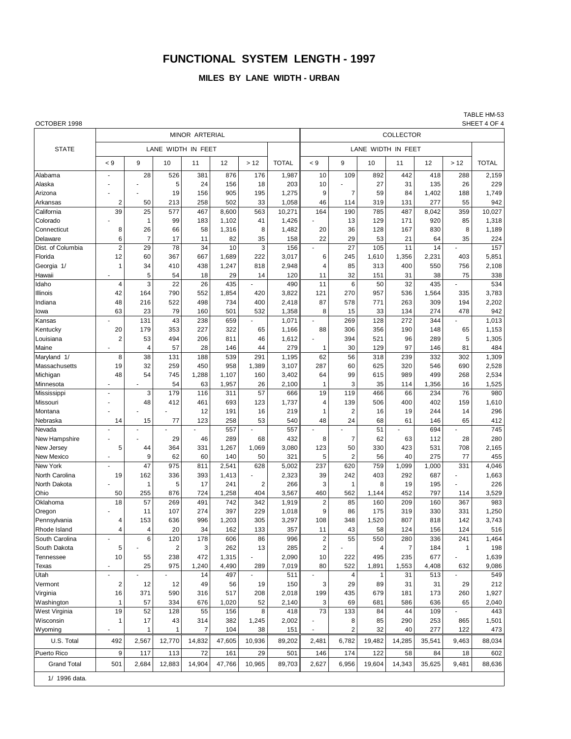# FUNCTIONAL SYSTEM LENGTH - 1997

## MILES BY LANE WIDTH - URBAN

OCTOBER 1998

TABLE HM-53
SHEET 4 OF 4

| STATE | MINOR ARTERIAL | | | | | | | COLLECTOR | | | | | | |
|---|---|---|---|---|---|---|---|---|---|---|---|---|---|---|
| | LANE WIDTH IN FEET | | | | | | | LANE WIDTH IN FEET | | | | | | |
| | < 9 | 9 | 10 | 11 | 12 | > 12 | TOTAL | < 9 | 9 | 10 | 11 | 12 | > 12 | TOTAL |
| Alabama | - | 28 | 526 | 381 | 876 | 176 | 1,987 | 10 | 109 | 892 | 442 | 418 | 288 | 2,159 |
| Alaska | - | - | 5 | 24 | 156 | 18 | 203 | 10 | - | 27 | 31 | 135 | 26 | 229 |
| Arizona | - | - | 19 | 156 | 905 | 195 | 1,275 | 9 | 7 | 59 | 84 | 1,402 | 188 | 1,749 |
| Arkansas | 2 | 50 | 213 | 258 | 502 | 33 | 1,058 | 46 | 114 | 319 | 131 | 277 | 55 | 942 |
| California | 39 | 25 | 577 | 467 | 8,600 | 563 | 10,271 | 164 | 190 | 785 | 487 | 8,042 | 359 | 10,027 |
| Colorado | - | 1 | 99 | 183 | 1,102 | 41 | 1,426 | - | 13 | 129 | 171 | 920 | 85 | 1,318 |
| Connecticut | 8 | 26 | 66 | 58 | 1,316 | 8 | 1,482 | 20 | 36 | 128 | 167 | 830 | 8 | 1,189 |
| Delaware | 6 | 7 | 17 | 11 | 82 | 35 | 158 | 22 | 29 | 53 | 21 | 64 | 35 | 224 |
| Dist. of Columbia | 2 | 29 | 78 | 34 | 10 | 3 | 156 | - | 27 | 105 | 11 | 14 | - | 157 |
| Florida | 12 | 60 | 367 | 667 | 1,689 | 222 | 3,017 | 6 | 245 | 1,610 | 1,356 | 2,231 | 403 | 5,851 |
| Georgia 1/ | 1 | 34 | 410 | 438 | 1,247 | 818 | 2,948 | 4 | 85 | 313 | 400 | 550 | 756 | 2,108 |
| Hawaii | - | 5 | 54 | 18 | 29 | 14 | 120 | 11 | 32 | 151 | 31 | 38 | 75 | 338 |
| Idaho | 4 | 3 | 22 | 26 | 435 | - | 490 | 11 | 6 | 50 | 32 | 435 | - | 534 |
| Illinois | 42 | 164 | 790 | 552 | 1,854 | 420 | 3,822 | 121 | 270 | 957 | 536 | 1,564 | 335 | 3,783 |
| Indiana | 48 | 216 | 522 | 498 | 734 | 400 | 2,418 | 87 | 578 | 771 | 263 | 309 | 194 | 2,202 |
| Iowa | 63 | 23 | 79 | 160 | 501 | 532 | 1,358 | 8 | 15 | 33 | 134 | 274 | 478 | 942 |
| Kansas | - | 131 | 43 | 238 | 659 | - | 1,071 | - | 269 | 128 | 272 | 344 | - | 1,013 |
| Kentucky | 20 | 179 | 353 | 227 | 322 | 65 | 1,166 | 88 | 306 | 356 | 190 | 148 | 65 | 1,153 |
| Louisiana | 2 | 53 | 494 | 206 | 811 | 46 | 1,612 | - | 394 | 521 | 96 | 289 | 5 | 1,305 |
| Maine | - | 4 | 57 | 28 | 146 | 44 | 279 | 1 | 30 | 129 | 97 | 146 | 81 | 484 |
| Maryland 1/ | 8 | 38 | 131 | 188 | 539 | 291 | 1,195 | 62 | 56 | 318 | 239 | 332 | 302 | 1,309 |
| Massachusetts | 19 | 32 | 259 | 450 | 958 | 1,389 | 3,107 | 287 | 60 | 625 | 320 | 546 | 690 | 2,528 |
| Michigan | 48 | 54 | 745 | 1,288 | 1,107 | 160 | 3,402 | 64 | 99 | 615 | 989 | 499 | 268 | 2,534 |
| Minnesota | - | - | 54 | 63 | 1,957 | 26 | 2,100 | 1 | 3 | 35 | 114 | 1,356 | 16 | 1,525 |
| Mississippi | - | 3 | 179 | 116 | 311 | 57 | 666 | 19 | 119 | 466 | 66 | 234 | 76 | 980 |
| Missouri | - | 48 | 412 | 461 | 693 | 123 | 1,737 | 4 | 139 | 506 | 400 | 402 | 159 | 1,610 |
| Montana | - | - | - | 12 | 191 | 16 | 219 | 1 | 2 | 16 | 19 | 244 | 14 | 296 |
| Nebraska | 14 | 15 | 77 | 123 | 258 | 53 | 540 | 48 | 24 | 68 | 61 | 146 | 65 | 412 |
| Nevada | - | - | - | - | 557 | - | 557 | - | - | 51 | - | 694 | - | 745 |
| New Hampshire | - | - | 29 | 46 | 289 | 68 | 432 | 8 | 7 | 62 | 63 | 112 | 28 | 280 |
| New Jersey | 5 | 44 | 364 | 331 | 1,267 | 1,069 | 3,080 | 123 | 50 | 330 | 423 | 531 | 708 | 2,165 |
| New Mexico | - | 9 | 62 | 60 | 140 | 50 | 321 | 5 | 2 | 56 | 40 | 275 | 77 | 455 |
| New York | - | 47 | 975 | 811 | 2,541 | 628 | 5,002 | 237 | 620 | 759 | 1,099 | 1,000 | 331 | 4,046 |
| North Carolina | 19 | 162 | 336 | 393 | 1,413 | - | 2,323 | 39 | 242 | 403 | 292 | 687 | - | 1,663 |
| North Dakota | - | 1 | 5 | 17 | 241 | 2 | 266 | 3 | 1 | 8 | 19 | 195 | - | 226 |
| Ohio | 50 | 255 | 876 | 724 | 1,258 | 404 | 3,567 | 460 | 562 | 1,144 | 452 | 797 | 114 | 3,529 |
| Oklahoma | 18 | 57 | 269 | 491 | 742 | 342 | 1,919 | 2 | 85 | 160 | 209 | 160 | 367 | 983 |
| Oregon | - | 11 | 107 | 274 | 397 | 229 | 1,018 | 9 | 86 | 175 | 319 | 330 | 331 | 1,250 |
| Pennsylvania | 4 | 153 | 636 | 996 | 1,203 | 305 | 3,297 | 108 | 348 | 1,520 | 807 | 818 | 142 | 3,743 |
| Rhode Island | 4 | 4 | 20 | 34 | 162 | 133 | 357 | 11 | 43 | 58 | 124 | 156 | 124 | 516 |
| South Carolina | - | 6 | 120 | 178 | 606 | 86 | 996 | 2 | 55 | 550 | 280 | 336 | 241 | 1,464 |
| South Dakota | 5 | - | 2 | 3 | 262 | 13 | 285 | 2 | - | 4 | 7 | 184 | 1 | 198 |
| Tennessee | 10 | 55 | 238 | 472 | 1,315 | - | 2,090 | 10 | 222 | 495 | 235 | 677 | - | 1,639 |
| Texas | - | 25 | 975 | 1,240 | 4,490 | 289 | 7,019 | 80 | 522 | 1,891 | 1,553 | 4,408 | 632 | 9,086 |
| Utah | - | - | - | 14 | 497 | - | 511 | - | 4 | 1 | 31 | 513 | - | 549 |
| Vermont | 2 | 12 | 12 | 49 | 56 | 19 | 150 | 3 | 29 | 89 | 31 | 31 | 29 | 212 |
| Virginia | 16 | 371 | 590 | 316 | 517 | 208 | 2,018 | 199 | 435 | 679 | 181 | 173 | 260 | 1,927 |
| Washington | 1 | 57 | 334 | 676 | 1,020 | 52 | 2,140 | 3 | 69 | 681 | 586 | 636 | 65 | 2,040 |
| West Virginia | 19 | 52 | 128 | 55 | 156 | 8 | 418 | 73 | 133 | 84 | 44 | 109 | - | 443 |
| Wisconsin | 1 | 17 | 43 | 314 | 382 | 1,245 | 2,002 | - | 8 | 85 | 290 | 253 | 865 | 1,501 |
| Wyoming | - | 1 | 1 | 7 | 104 | 38 | 151 | - | 2 | 32 | 40 | 277 | 122 | 473 |
| U.S. Total | 492 | 2,567 | 12,770 | 14,832 | 47,605 | 10,936 | 89,202 | 2,481 | 6,782 | 19,482 | 14,285 | 35,541 | 9,463 | 88,034 |
| Puerto Rico | 9 | 117 | 113 | 72 | 161 | 29 | 501 | 146 | 174 | 122 | 58 | 84 | 18 | 602 |
| Grand Total | 501 | 2,684 | 12,883 | 14,904 | 47,766 | 10,965 | 89,703 | 2,627 | 6,956 | 19,604 | 14,343 | 35,625 | 9,481 | 88,636 |

1/ 1996 data.